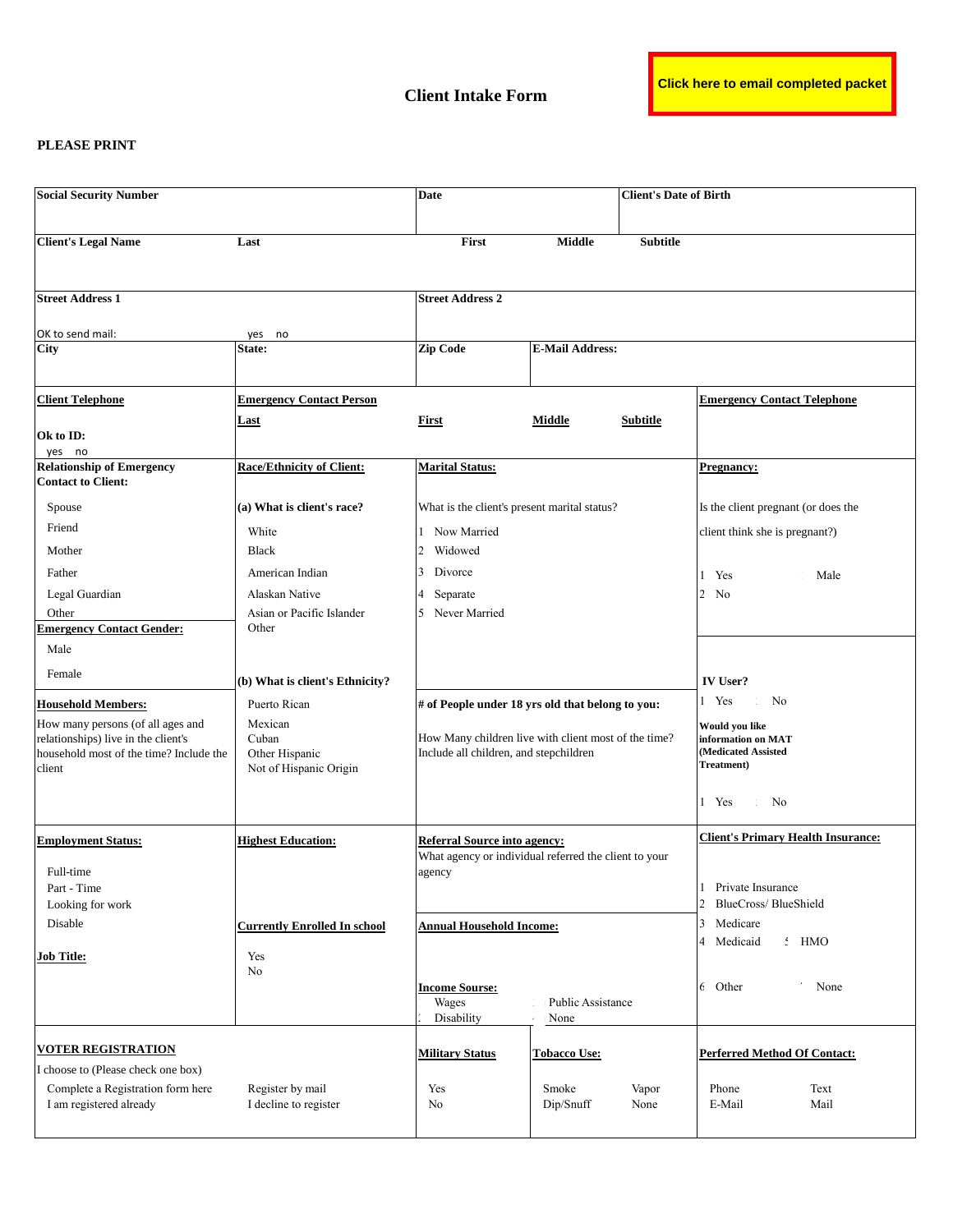# Client Intake Form

**Click here to email completed packet**

**PLEASE PRINT**

| **Social Security Number** | | **Date** | | **Client's Date of Birth** | |
|---|---|---|---|---|---|
| **Client's Legal Name** | **Last** | **First** | **Middle** | **Subtitle** | |
| **Street Address 1**<br><br>OK to send mail: yes no | | **Street Address 2** | | | |
| **City** | **State:** | **Zip Code** | **E-Mail Address:** | | |
| **Client Telephone**<br><br>**Ok to ID:**<br>yes no | **Emergency Contact Person**<br>**Last** | **First** | **Middle** | **Subtitle** | **Emergency Contact Telephone** |
| **Relationship of Emergency Contact to Client:**<br>Spouse<br>Friend<br>Mother<br>Father<br>Legal Guardian<br>Other<br>**Emergency Contact Gender:**<br>Male<br>Female | **Race/Ethnicity of Client:**<br>**(a) What is client's race?**<br>White<br>Black<br>American Indian<br>Alaskan Native<br>Asian or Pacific Islander<br>Other<br><br>**(b) What is client's Ethnicity?** | **Marital Status:**<br>What is the client's present marital status?<br>1 Now Married<br>2 Widowed<br>3 Divorce<br>4 Separate<br>5 Never Married | | | **Pregnancy:**<br>Is the client pregnant (or does the client think she is pregnant?)<br>1 Yes Male<br>2 No<br><br>**IV User?**<br>1 Yes No |
| **Household Members:**<br>How many persons (of all ages and relationships) live in the client's household most of the time? Include the client | Puerto Rican<br>Mexican<br>Cuban<br>Other Hispanic<br>Not of Hispanic Origin | **# of People under 18 yrs old that belong to you:**<br>How Many children live with client most of the time? Include all children, and stepchildren | | | **Would you like information on MAT (Medicated Assisted Treatment)**<br>1 Yes No |
| **Employment Status:**<br>Full-time<br>Part - Time<br>Looking for work<br>Disable<br><br>**Job Title:** | **Highest Education:**<br><br>**Currently Enrolled In school**<br>Yes<br>No | **Referral Source into agency:**<br>What agency or individual referred the client to your agency<br><br>**Annual Household Income:**<br><br>**Income Sourse:**<br>Wages Public Assistance<br>Disability None | | | **Client's Primary Health Insurance:**<br>1 Private Insurance<br>2 BlueCross/ BlueShield<br>3 Medicare<br>4 Medicaid 5 HMO<br>6 Other None |
| **VOTER REGISTRATION**<br>I choose to (Please check one box)<br>Complete a Registration form here<br>I am registered already | Register by mail<br>I decline to register | **Military Status**<br>Yes<br>No | **Tobacco Use:**<br>Smoke Vapor<br>Dip/Snuff None | | **Perferred Method Of Contact:**<br>Phone Text<br>E-Mail Mail |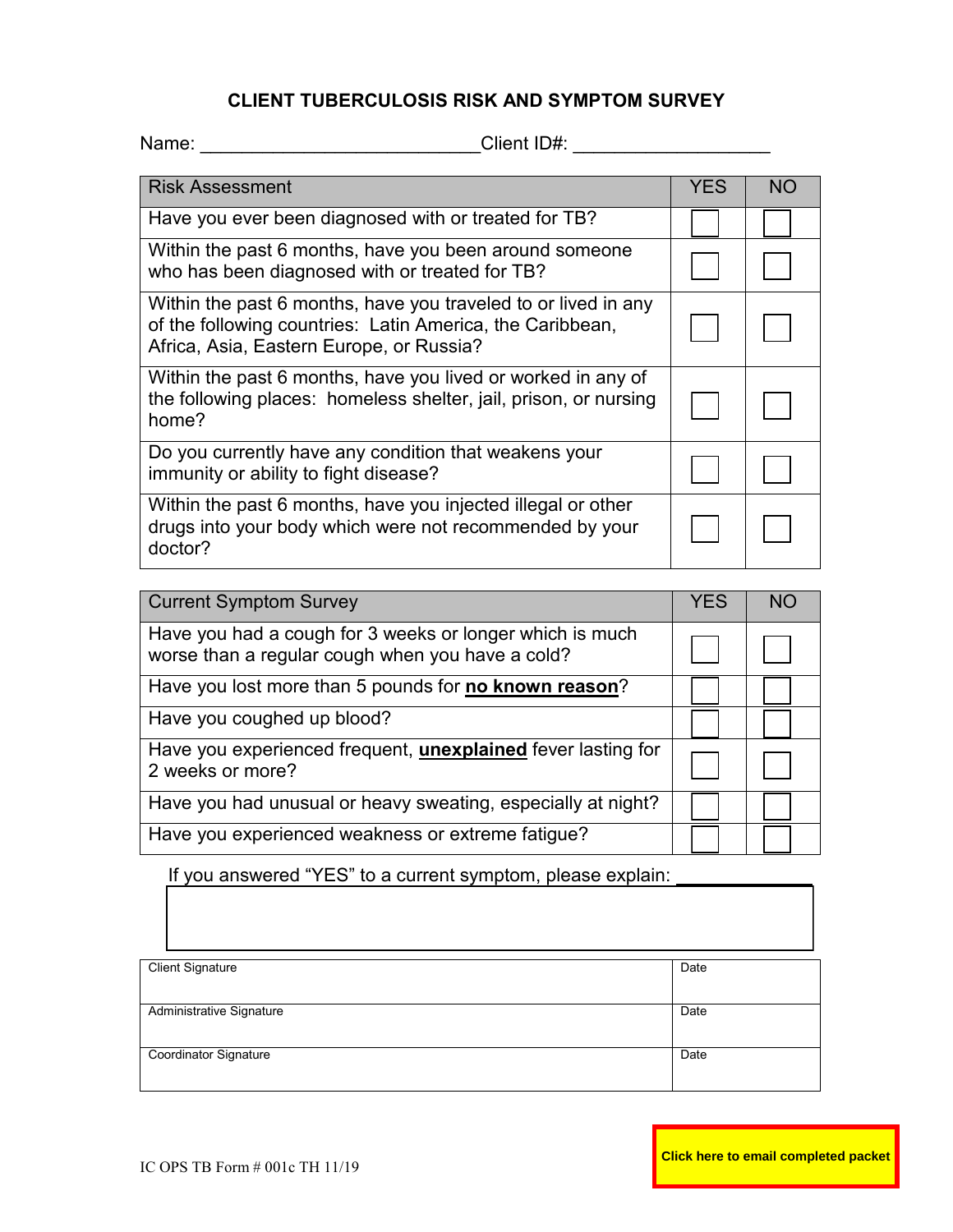# CLIENT TUBERCULOSIS RISK AND SYMPTOM SURVEY

Name: ___________________________Client ID#: ___________________

| Risk Assessment | YES | NO |
|---|---|---|
| Have you ever been diagnosed with or treated for TB? | ☐ | ☐ |
| Within the past 6 months, have you been around someone who has been diagnosed with or treated for TB? | ☐ | ☐ |
| Within the past 6 months, have you traveled to or lived in any of the following countries: Latin America, the Caribbean, Africa, Asia, Eastern Europe, or Russia? | ☐ | ☐ |
| Within the past 6 months, have you lived or worked in any of the following places: homeless shelter, jail, prison, or nursing home? | ☐ | ☐ |
| Do you currently have any condition that weakens your immunity or ability to fight disease? | ☐ | ☐ |
| Within the past 6 months, have you injected illegal or other drugs into your body which were not recommended by your doctor? | ☐ | ☐ |

| Current Symptom Survey | YES | NO |
|---|---|---|
| Have you had a cough for 3 weeks or longer which is much worse than a regular cough when you have a cold? | ☐ | ☐ |
| Have you lost more than 5 pounds for **no known reason**? | ☐ | ☐ |
| Have you coughed up blood? | ☐ | ☐ |
| Have you experienced frequent, **unexplained** fever lasting for 2 weeks or more? | ☐ | ☐ |
| Have you had unusual or heavy sweating, especially at night? | ☐ | ☐ |
| Have you experienced weakness or extreme fatigue? | ☐ | ☐ |

If you answered "YES" to a current symptom, please explain: _____________

| Client Signature | Date |
|---|---|
| Administrative Signature | Date |
| Coordinator Signature | Date |

IC OPS TB Form # 001c TH 11/19

**Click here to email completed packet**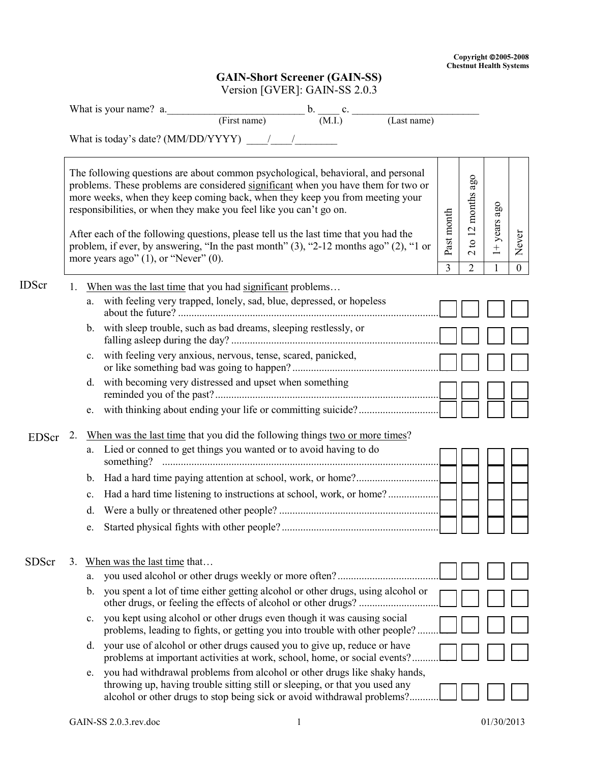Copyright ©2005-2008
Chestnut Health Systems

# GAIN-Short Screener (GAIN-SS)

Version [GVER]: GAIN-SS 2.0.3

What is your name? a.\_\_\_\_\_\_\_\_\_\_\_\_\_\_\_\_\_\_\_\_\_\_\_\_\_\_ b. \_\_\_\_ c. \_\_\_\_\_\_\_\_\_\_\_\_\_\_\_\_\_\_\_\_\_\_\_\_\_
(First name) (M.I.) (Last name)

What is today's date? (MM/DD/YYYY) \_\_\_\_/\_\_\_\_/\_\_\_\_\_\_\_\_

The following questions are about common psychological, behavioral, and personal problems. These problems are considered significant when you have them for two or more weeks, when they keep coming back, when they keep you from meeting your responsibilities, or when they make you feel like you can't go on.

After each of the following questions, please tell us the last time that you had the problem, if ever, by answering, "In the past month" (3), "2-12 months ago" (2), "1 or more years ago" (1), or "Never" (0).

| | | Past month | 2 to 12 months ago | 1+ years ago | Never |
|---|---|---|---|---|---|
| | | 3 | 2 | 1 | 0 |
| **IDScr** | 1. When was the last time that you had significant problems… | | | | |
| | a. with feeling very trapped, lonely, sad, blue, depressed, or hopeless about the future? | ☐ | ☐ | ☐ | ☐ |
| | b. with sleep trouble, such as bad dreams, sleeping restlessly, or falling asleep during the day? | ☐ | ☐ | ☐ | ☐ |
| | c. with feeling very anxious, nervous, tense, scared, panicked, or like something bad was going to happen? | ☐ | ☐ | ☐ | ☐ |
| | d. with becoming very distressed and upset when something reminded you of the past? | ☐ | ☐ | ☐ | ☐ |
| | e. with thinking about ending your life or committing suicide? | ☐ | ☐ | ☐ | ☐ |
| **EDScr** | 2. When was the last time that you did the following things two or more times? | | | | |
| | a. Lied or conned to get things you wanted or to avoid having to do something? | ☐ | ☐ | ☐ | ☐ |
| | b. Had a hard time paying attention at school, work, or home? | ☐ | ☐ | ☐ | ☐ |
| | c. Had a hard time listening to instructions at school, work, or home? | ☐ | ☐ | ☐ | ☐ |
| | d. Were a bully or threatened other people? | ☐ | ☐ | ☐ | ☐ |
| | e. Started physical fights with other people? | ☐ | ☐ | ☐ | ☐ |
| **SDScr** | 3. When was the last time that… | | | | |
| | a. you used alcohol or other drugs weekly or more often? | ☐ | ☐ | ☐ | ☐ |
| | b. you spent a lot of time either getting alcohol or other drugs, using alcohol or other drugs, or feeling the effects of alcohol or other drugs? | ☐ | ☐ | ☐ | ☐ |
| | c. you kept using alcohol or other drugs even though it was causing social problems, leading to fights, or getting you into trouble with other people? | ☐ | ☐ | ☐ | ☐ |
| | d. your use of alcohol or other drugs caused you to give up, reduce or have problems at important activities at work, school, home, or social events? | ☐ | ☐ | ☐ | ☐ |
| | e. you had withdrawal problems from alcohol or other drugs like shaky hands, throwing up, having trouble sitting still or sleeping, or that you used any alcohol or other drugs to stop being sick or avoid withdrawal problems? | ☐ | ☐ | ☐ | ☐ |

GAIN-SS 2.0.3.rev.doc 01/30/2013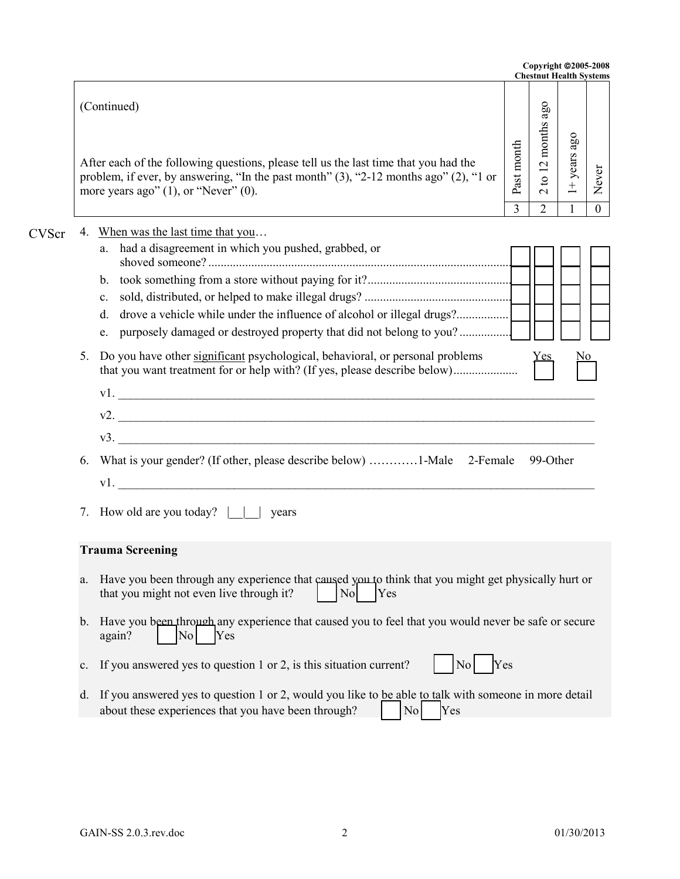| (Continued)<br><br>After each of the following questions, please tell us the last time that you had the problem, if ever, by answering, "In the past month" (3), "2-12 months ago" (2), "1 or more years ago" (1), or "Never" (0). | Past month | 2 to 12 months ago | 1+ years ago | Never |
|---|---|---|---|---|
| | 3 | 2 | 1 | 0 |

CVScr

4. When was the last time that you…

| | | | | |
|---|---|---|---|---|
| a. had a disagreement in which you pushed, grabbed, or shoved someone? | | | | |
| b. took something from a store without paying for it? | | | | |
| c. sold, distributed, or helped to make illegal drugs? | | | | |
| d. drove a vehicle while under the influence of alcohol or illegal drugs? | | | | |
| e. purposely damaged or destroyed property that did not belong to you? | | | | |

5. Do you have other significant psychological, behavioral, or personal problems that you want treatment for or help with? (If yes, please describe below) .................... Yes ☐ No ☐

   v1. ______________________________________________

   v2. ______________________________________________

   v3. ______________________________________________

6. What is your gender? (If other, please describe below) …………1-Male 2-Female 99-Other

   v1. ______________________________________________

7. How old are you today? |__|__| years

**Trauma Screening**

a. Have you been through any experience that caused you to think that you might get physically hurt or that you might not even live through it? ☐ No ☐ Yes

b. Have you been through any experience that caused you to feel that you would never be safe or secure again? ☐ No ☐ Yes

c. If you answered yes to question 1 or 2, is this situation current? ☐ No ☐ Yes

d. If you answered yes to question 1 or 2, would you like to be able to talk with someone in more detail about these experiences that you have been through? ☐ No ☐ Yes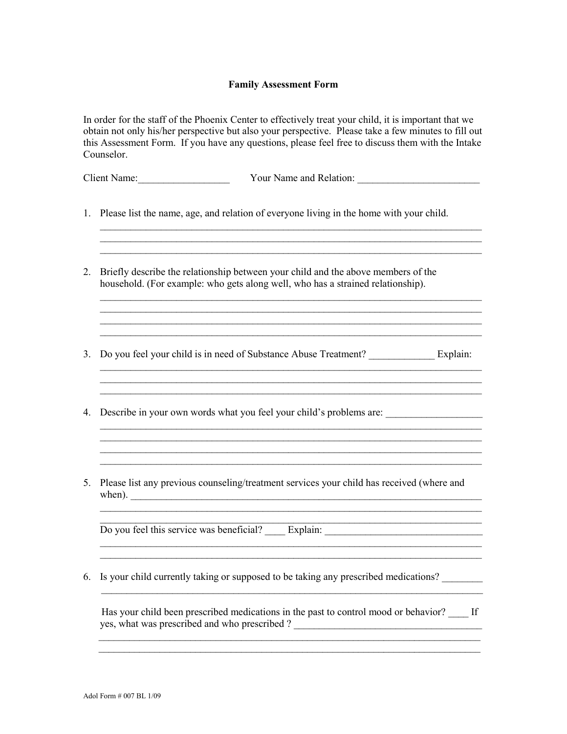**Family Assessment Form**

In order for the staff of the Phoenix Center to effectively treat your child, it is important that we obtain not only his/her perspective but also your perspective. Please take a few minutes to fill out this Assessment Form. If you have any questions, please feel free to discuss them with the Intake Counselor.

Client Name:__________________ Your Name and Relation: ________________________

1. Please list the name, age, and relation of everyone living in the home with your child.
   ______________________________________________________________________________
   ______________________________________________________________________________
   ______________________________________________________________________________

2. Briefly describe the relationship between your child and the above members of the household. (For example: who gets along well, who has a strained relationship).
   ______________________________________________________________________________
   ______________________________________________________________________________
   ______________________________________________________________________________
   ______________________________________________________________________________

3. Do you feel your child is in need of Substance Abuse Treatment? _____________ Explain:
   ______________________________________________________________________________
   ______________________________________________________________________________
   ______________________________________________________________________________

4. Describe in your own words what you feel your child's problems are: ___________________
   ______________________________________________________________________________
   ______________________________________________________________________________
   ______________________________________________________________________________
   ______________________________________________________________________________

5. Please list any previous counseling/treatment services your child has received (where and when). ________________________________________________________________________
   ______________________________________________________________________________
   ______________________________________________________________________________

   Do you feel this service was beneficial? ____ Explain: _______________________________
   ______________________________________________________________________________
   ______________________________________________________________________________

6. Is your child currently taking or supposed to be taking any prescribed medications? ________
   ______________________________________________________________________________

   Has your child been prescribed medications in the past to control mood or behavior? ____ If yes, what was prescribed and who prescribed ? ____________________________________
   ______________________________________________________________________________
   ______________________________________________________________________________

Adol Form # 007 BL 1/09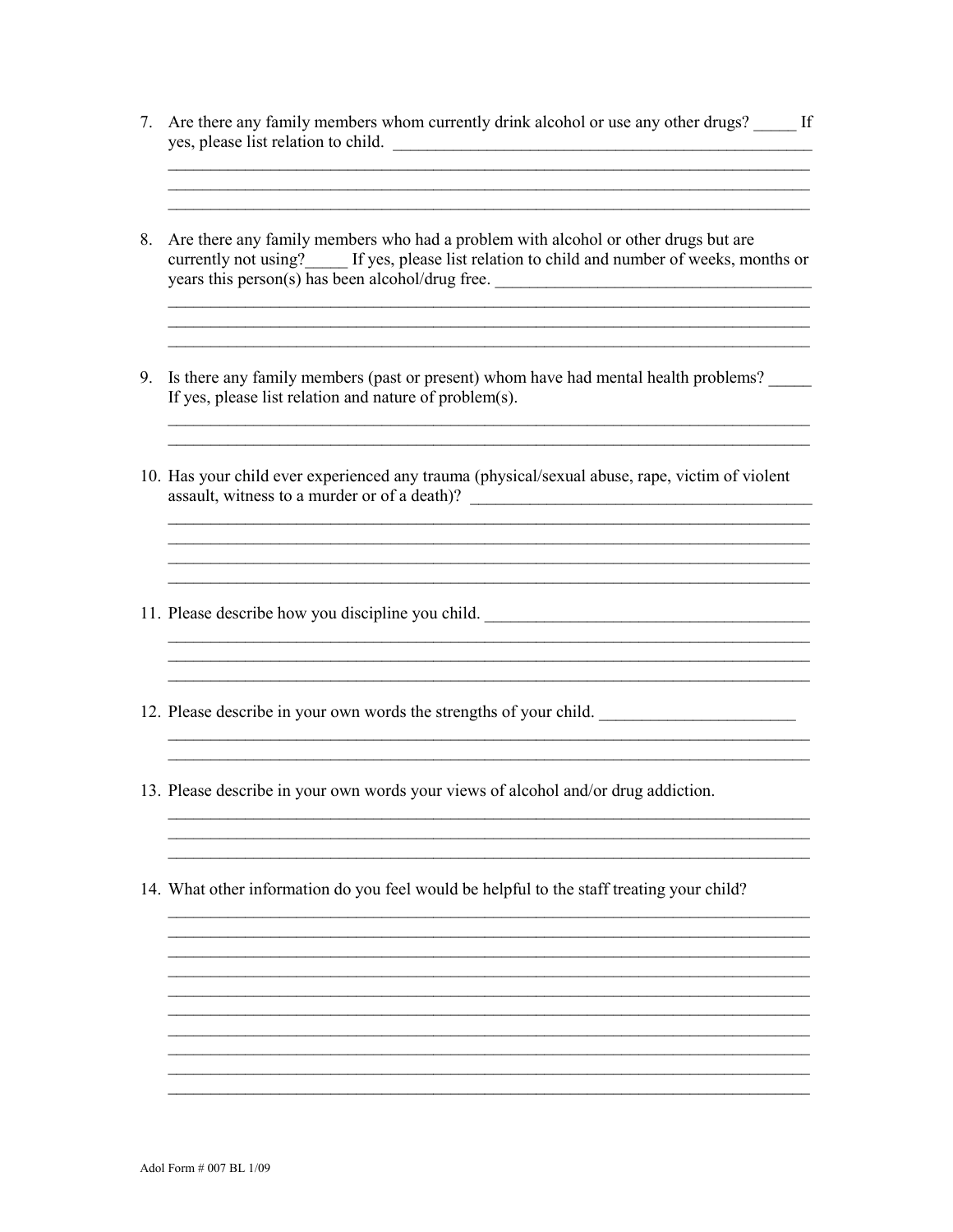7. Are there any family members whom currently drink alcohol or use any other drugs? _____ If yes, please list relation to child. ____________________________________________________

8. Are there any family members who had a problem with alcohol or other drugs but are currently not using?_____ If yes, please list relation to child and number of weeks, months or years this person(s) has been alcohol/drug free. ______________________________________

9. Is there any family members (past or present) whom have had mental health problems? _____ If yes, please list relation and nature of problem(s).

10. Has your child ever experienced any trauma (physical/sexual abuse, rape, victim of violent assault, witness to a murder or of a death)? ________________________________________

11. Please describe how you discipline you child. ________________________________________

12. Please describe in your own words the strengths of your child. _______________________

13. Please describe in your own words your views of alcohol and/or drug addiction.

14. What other information do you feel would be helpful to the staff treating your child?

Adol Form # 007 BL 1/09